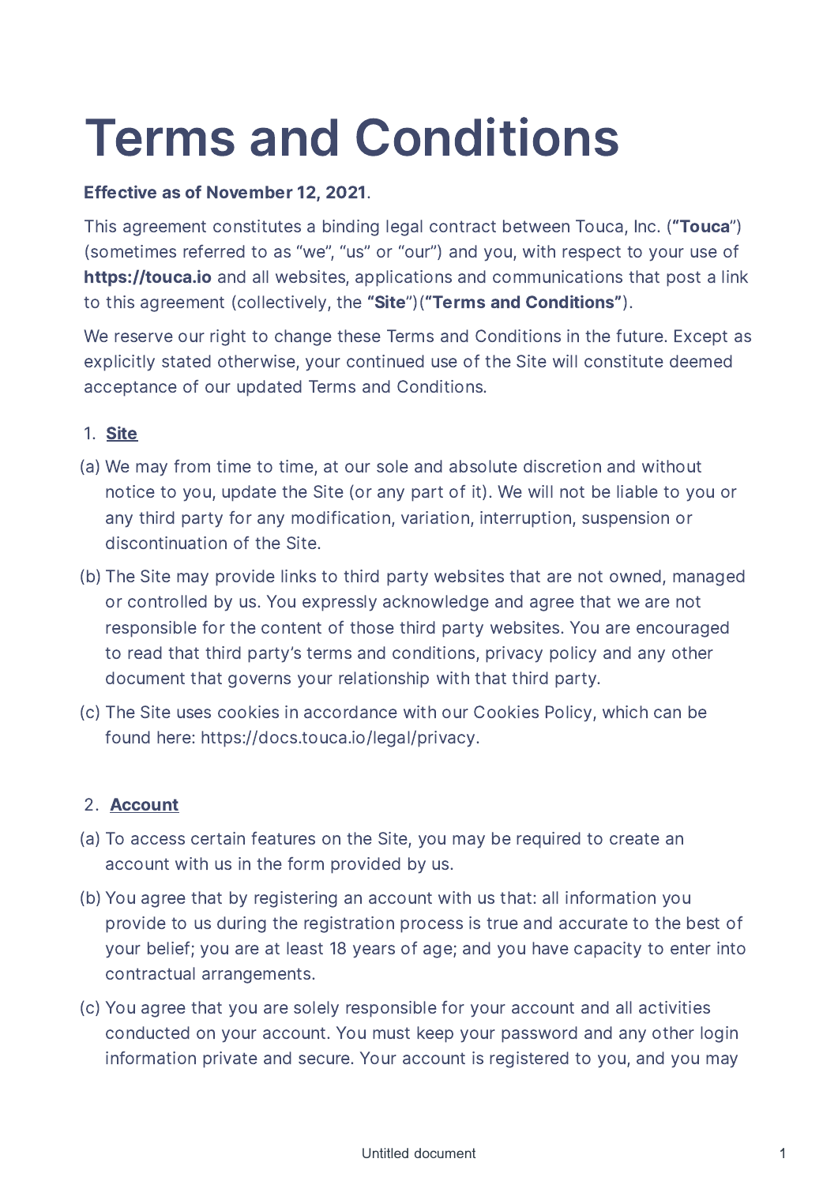# Terms and Conditions

**Effective as of November 12, 2021**.

This agreement constitutes a binding legal contract between Touca, Inc. (**"Touca**") (sometimes referred to as "we", "us" or "our") and you, with respect to your use of **https://touca.io** and all websites, applications and communications that post a link to this agreement (collectively, the **"Site**")(**"Terms and Conditions"**).

We reserve our right to change these Terms and Conditions in the future. Except as explicitly stated otherwise, your continued use of the Site will constitute deemed acceptance of our updated Terms and Conditions.

1. **Site**

(a) We may from time to time, at our sole and absolute discretion and without notice to you, update the Site (or any part of it). We will not be liable to you or any third party for any modification, variation, interruption, suspension or discontinuation of the Site.

(b) The Site may provide links to third party websites that are not owned, managed or controlled by us. You expressly acknowledge and agree that we are not responsible for the content of those third party websites. You are encouraged to read that third party's terms and conditions, privacy policy and any other document that governs your relationship with that third party.

(c) The Site uses cookies in accordance with our Cookies Policy, which can be found here: https://docs.touca.io/legal/privacy.

2. **Account**

(a) To access certain features on the Site, you may be required to create an account with us in the form provided by us.

(b) You agree that by registering an account with us that: all information you provide to us during the registration process is true and accurate to the best of your belief; you are at least 18 years of age; and you have capacity to enter into contractual arrangements.

(c) You agree that you are solely responsible for your account and all activities conducted on your account. You must keep your password and any other login information private and secure. Your account is registered to you, and you may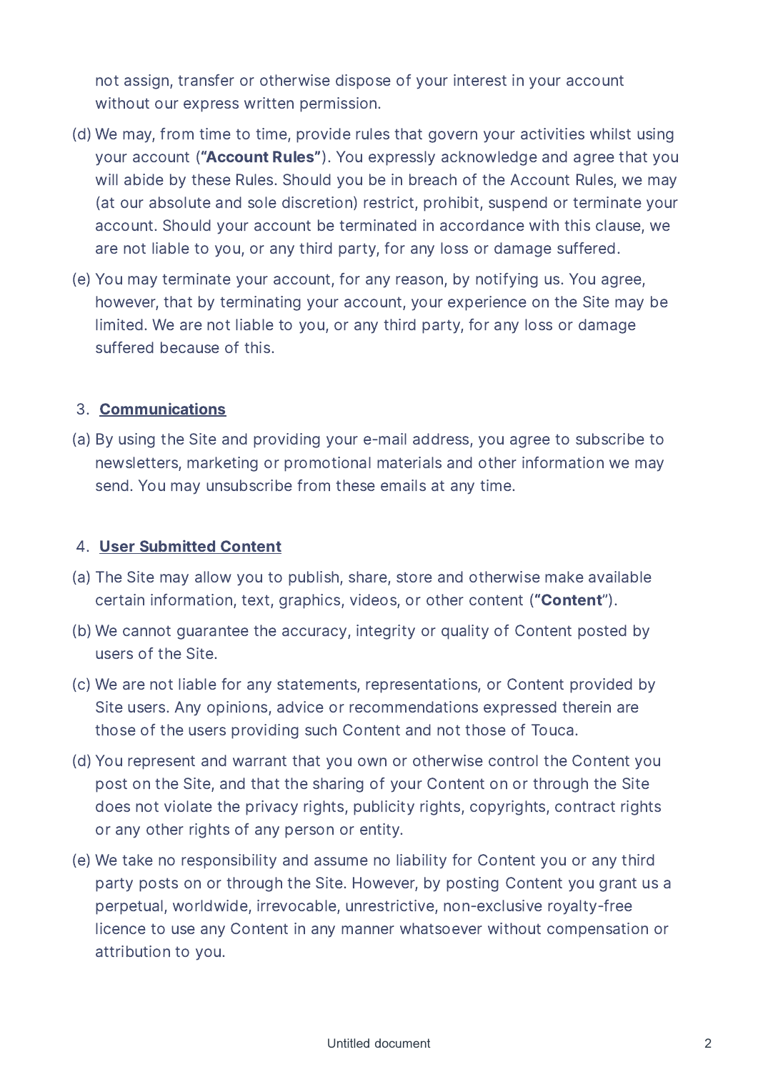not assign, transfer or otherwise dispose of your interest in your account without our express written permission.

(d) We may, from time to time, provide rules that govern your activities whilst using your account (**"Account Rules"**). You expressly acknowledge and agree that you will abide by these Rules. Should you be in breach of the Account Rules, we may (at our absolute and sole discretion) restrict, prohibit, suspend or terminate your account. Should your account be terminated in accordance with this clause, we are not liable to you, or any third party, for any loss or damage suffered.

(e) You may terminate your account, for any reason, by notifying us. You agree, however, that by terminating your account, your experience on the Site may be limited. We are not liable to you, or any third party, for any loss or damage suffered because of this.

## 3. Communications

(a) By using the Site and providing your e-mail address, you agree to subscribe to newsletters, marketing or promotional materials and other information we may send. You may unsubscribe from these emails at any time.

## 4. User Submitted Content

(a) The Site may allow you to publish, share, store and otherwise make available certain information, text, graphics, videos, or other content (**"Content**").

(b) We cannot guarantee the accuracy, integrity or quality of Content posted by users of the Site.

(c) We are not liable for any statements, representations, or Content provided by Site users. Any opinions, advice or recommendations expressed therein are those of the users providing such Content and not those of Touca.

(d) You represent and warrant that you own or otherwise control the Content you post on the Site, and that the sharing of your Content on or through the Site does not violate the privacy rights, publicity rights, copyrights, contract rights or any other rights of any person or entity.

(e) We take no responsibility and assume no liability for Content you or any third party posts on or through the Site. However, by posting Content you grant us a perpetual, worldwide, irrevocable, unrestrictive, non-exclusive royalty-free licence to use any Content in any manner whatsoever without compensation or attribution to you.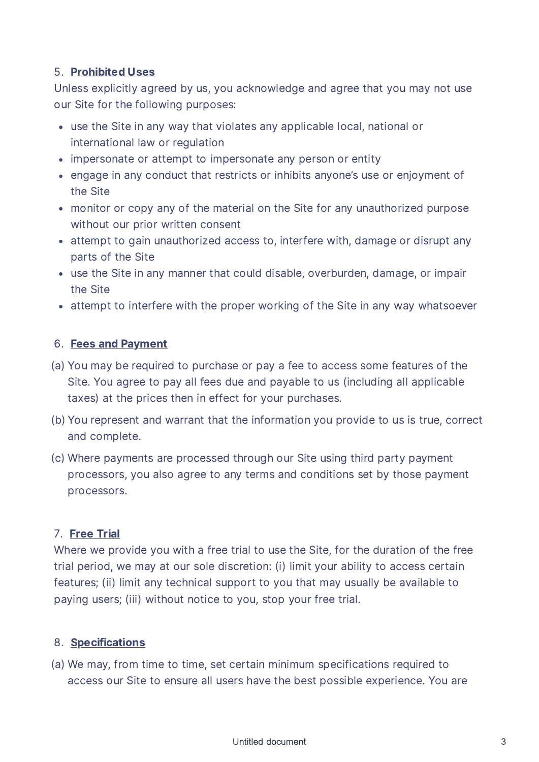5. **Prohibited Uses**

Unless explicitly agreed by us, you acknowledge and agree that you may not use our Site for the following purposes:

- use the Site in any way that violates any applicable local, national or international law or regulation
- impersonate or attempt to impersonate any person or entity
- engage in any conduct that restricts or inhibits anyone's use or enjoyment of the Site
- monitor or copy any of the material on the Site for any unauthorized purpose without our prior written consent
- attempt to gain unauthorized access to, interfere with, damage or disrupt any parts of the Site
- use the Site in any manner that could disable, overburden, damage, or impair the Site
- attempt to interfere with the proper working of the Site in any way whatsoever

6. **Fees and Payment**

(a) You may be required to purchase or pay a fee to access some features of the Site. You agree to pay all fees due and payable to us (including all applicable taxes) at the prices then in effect for your purchases.

(b) You represent and warrant that the information you provide to us is true, correct and complete.

(c) Where payments are processed through our Site using third party payment processors, you also agree to any terms and conditions set by those payment processors.

7. **Free Trial**

Where we provide you with a free trial to use the Site, for the duration of the free trial period, we may at our sole discretion: (i) limit your ability to access certain features; (ii) limit any technical support to you that may usually be available to paying users; (iii) without notice to you, stop your free trial.

8. **Specifications**

(a) We may, from time to time, set certain minimum specifications required to access our Site to ensure all users have the best possible experience. You are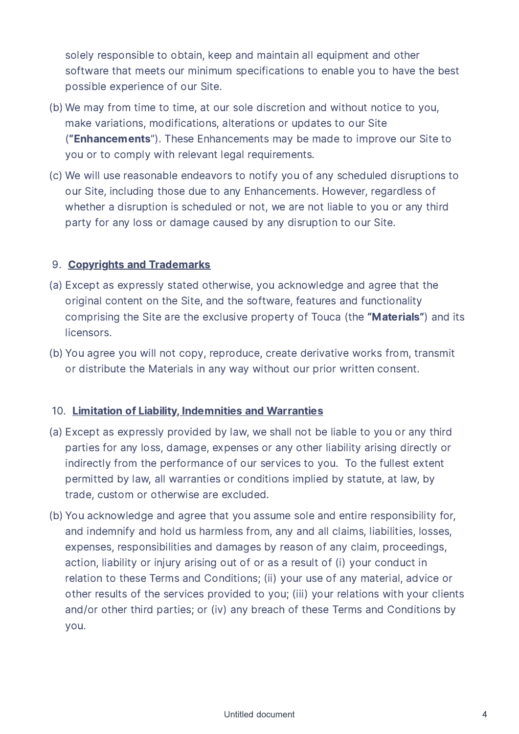solely responsible to obtain, keep and maintain all equipment and other software that meets our minimum specifications to enable you to have the best possible experience of our Site.

(b) We may from time to time, at our sole discretion and without notice to you, make variations, modifications, alterations or updates to our Site (**"Enhancements"**). These Enhancements may be made to improve our Site to you or to comply with relevant legal requirements.

(c) We will use reasonable endeavors to notify you of any scheduled disruptions to our Site, including those due to any Enhancements. However, regardless of whether a disruption is scheduled or not, we are not liable to you or any third party for any loss or damage caused by any disruption to our Site.

9. **Copyrights and Trademarks**

(a) Except as expressly stated otherwise, you acknowledge and agree that the original content on the Site, and the software, features and functionality comprising the Site are the exclusive property of Touca (the **"Materials"**) and its licensors.

(b) You agree you will not copy, reproduce, create derivative works from, transmit or distribute the Materials in any way without our prior written consent.

10. **Limitation of Liability, Indemnities and Warranties**

(a) Except as expressly provided by law, we shall not be liable to you or any third parties for any loss, damage, expenses or any other liability arising directly or indirectly from the performance of our services to you. To the fullest extent permitted by law, all warranties or conditions implied by statute, at law, by trade, custom or otherwise are excluded.

(b) You acknowledge and agree that you assume sole and entire responsibility for, and indemnify and hold us harmless from, any and all claims, liabilities, losses, expenses, responsibilities and damages by reason of any claim, proceedings, action, liability or injury arising out of or as a result of (i) your conduct in relation to these Terms and Conditions; (ii) your use of any material, advice or other results of the services provided to you; (iii) your relations with your clients and/or other third parties; or (iv) any breach of these Terms and Conditions by you.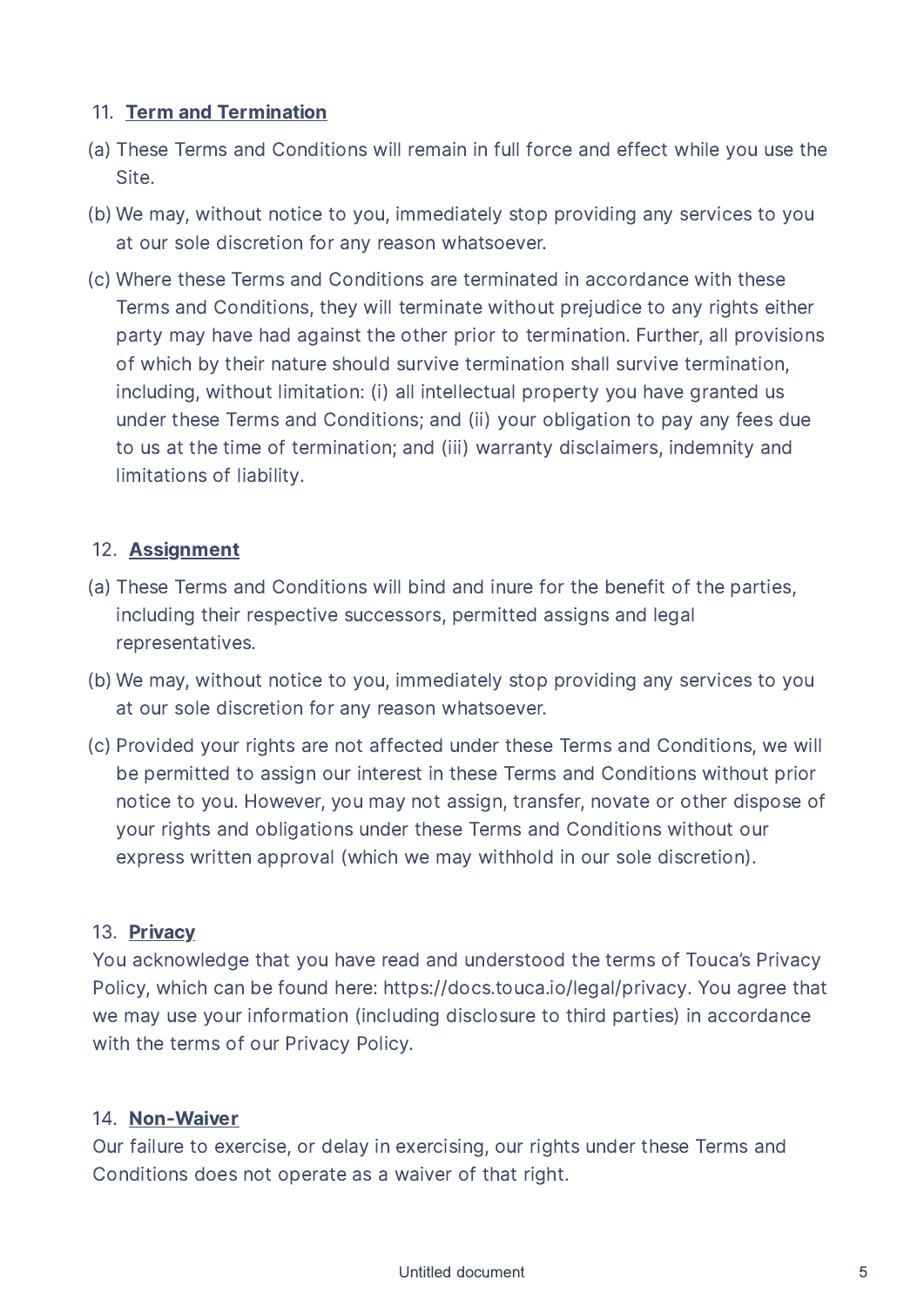11. **Term and Termination**

(a) These Terms and Conditions will remain in full force and effect while you use the Site.

(b) We may, without notice to you, immediately stop providing any services to you at our sole discretion for any reason whatsoever.

(c) Where these Terms and Conditions are terminated in accordance with these Terms and Conditions, they will terminate without prejudice to any rights either party may have had against the other prior to termination. Further, all provisions of which by their nature should survive termination shall survive termination, including, without limitation: (i) all intellectual property you have granted us under these Terms and Conditions; and (ii) your obligation to pay any fees due to us at the time of termination; and (iii) warranty disclaimers, indemnity and limitations of liability.

12. **Assignment**

(a) These Terms and Conditions will bind and inure for the benefit of the parties, including their respective successors, permitted assigns and legal representatives.

(b) We may, without notice to you, immediately stop providing any services to you at our sole discretion for any reason whatsoever.

(c) Provided your rights are not affected under these Terms and Conditions, we will be permitted to assign our interest in these Terms and Conditions without prior notice to you. However, you may not assign, transfer, novate or other dispose of your rights and obligations under these Terms and Conditions without our express written approval (which we may withhold in our sole discretion).

13. **Privacy**

You acknowledge that you have read and understood the terms of Touca's Privacy Policy, which can be found here: https://docs.touca.io/legal/privacy. You agree that we may use your information (including disclosure to third parties) in accordance with the terms of our Privacy Policy.

14. **Non-Waiver**

Our failure to exercise, or delay in exercising, our rights under these Terms and Conditions does not operate as a waiver of that right.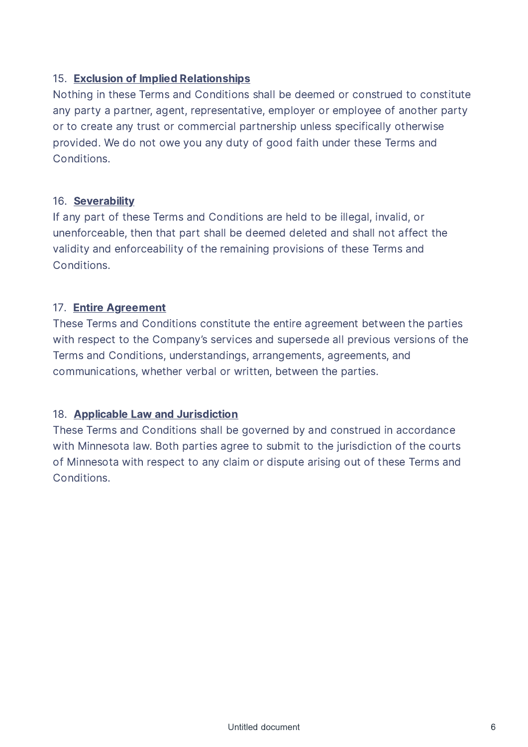15. **Exclusion of Implied Relationships**

Nothing in these Terms and Conditions shall be deemed or construed to constitute any party a partner, agent, representative, employer or employee of another party or to create any trust or commercial partnership unless specifically otherwise provided. We do not owe you any duty of good faith under these Terms and Conditions.

16. **Severability**

If any part of these Terms and Conditions are held to be illegal, invalid, or unenforceable, then that part shall be deemed deleted and shall not affect the validity and enforceability of the remaining provisions of these Terms and Conditions.

17. **Entire Agreement**

These Terms and Conditions constitute the entire agreement between the parties with respect to the Company's services and supersede all previous versions of the Terms and Conditions, understandings, arrangements, agreements, and communications, whether verbal or written, between the parties.

18. **Applicable Law and Jurisdiction**

These Terms and Conditions shall be governed by and construed in accordance with Minnesota law. Both parties agree to submit to the jurisdiction of the courts of Minnesota with respect to any claim or dispute arising out of these Terms and Conditions.